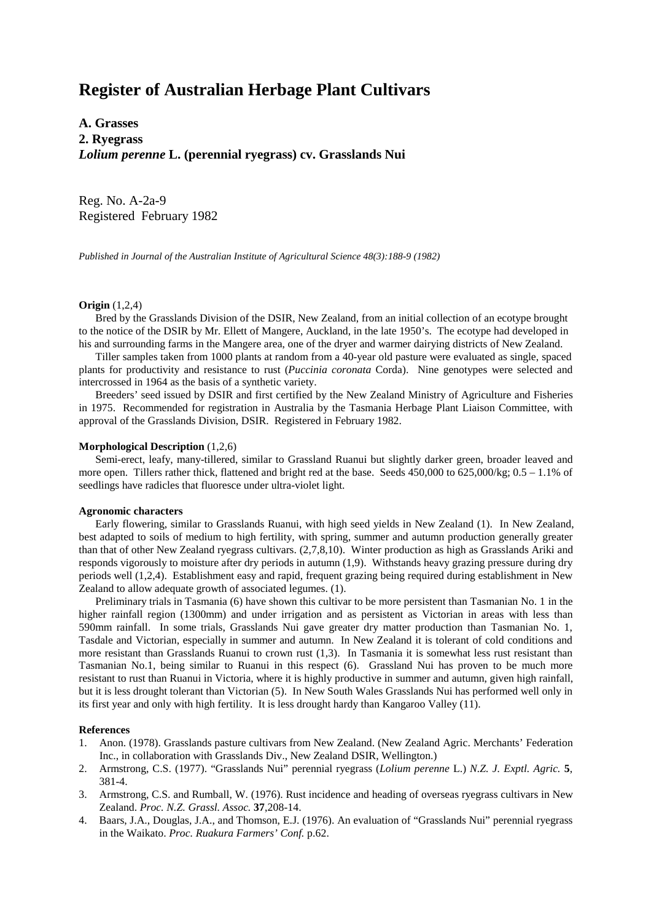# Register of Australian Herbage Plant Cultivars

**A. Grasses**
**2. Ryegrass**
***Lolium perenne* L. (perennial ryegrass) cv. Grasslands Nui**

Reg. No. A-2a-9
Registered February 1982

*Published in Journal of the Australian Institute of Agricultural Science 48(3):188-9 (1982)*

**Origin** (1,2,4)

Bred by the Grasslands Division of the DSIR, New Zealand, from an initial collection of an ecotype brought to the notice of the DSIR by Mr. Ellett of Mangere, Auckland, in the late 1950's. The ecotype had developed in his and surrounding farms in the Mangere area, one of the dryer and warmer dairying districts of New Zealand.

Tiller samples taken from 1000 plants at random from a 40-year old pasture were evaluated as single, spaced plants for productivity and resistance to rust (*Puccinia coronata* Corda). Nine genotypes were selected and intercrossed in 1964 as the basis of a synthetic variety.

Breeders' seed issued by DSIR and first certified by the New Zealand Ministry of Agriculture and Fisheries in 1975. Recommended for registration in Australia by the Tasmania Herbage Plant Liaison Committee, with approval of the Grasslands Division, DSIR. Registered in February 1982.

**Morphological Description** (1,2,6)

Semi-erect, leafy, many-tillered, similar to Grassland Ruanui but slightly darker green, broader leaved and more open. Tillers rather thick, flattened and bright red at the base. Seeds 450,000 to 625,000/kg; 0.5 – 1.1% of seedlings have radicles that fluoresce under ultra-violet light.

**Agronomic characters**

Early flowering, similar to Grasslands Ruanui, with high seed yields in New Zealand (1). In New Zealand, best adapted to soils of medium to high fertility, with spring, summer and autumn production generally greater than that of other New Zealand ryegrass cultivars. (2,7,8,10). Winter production as high as Grasslands Ariki and responds vigorously to moisture after dry periods in autumn (1,9). Withstands heavy grazing pressure during dry periods well (1,2,4). Establishment easy and rapid, frequent grazing being required during establishment in New Zealand to allow adequate growth of associated legumes. (1).

Preliminary trials in Tasmania (6) have shown this cultivar to be more persistent than Tasmanian No. 1 in the higher rainfall region (1300mm) and under irrigation and as persistent as Victorian in areas with less than 590mm rainfall. In some trials, Grasslands Nui gave greater dry matter production than Tasmanian No. 1, Tasdale and Victorian, especially in summer and autumn. In New Zealand it is tolerant of cold conditions and more resistant than Grasslands Ruanui to crown rust (1,3). In Tasmania it is somewhat less rust resistant than Tasmanian No.1, being similar to Ruanui in this respect (6). Grassland Nui has proven to be much more resistant to rust than Ruanui in Victoria, where it is highly productive in summer and autumn, given high rainfall, but it is less drought tolerant than Victorian (5). In New South Wales Grasslands Nui has performed well only in its first year and only with high fertility. It is less drought hardy than Kangaroo Valley (11).

**References**

1. Anon. (1978). Grasslands pasture cultivars from New Zealand. (New Zealand Agric. Merchants' Federation Inc., in collaboration with Grasslands Div., New Zealand DSIR, Wellington.)
2. Armstrong, C.S. (1977). "Grasslands Nui" perennial ryegrass (*Lolium perenne* L.) *N.Z. J. Exptl. Agric.* **5**, 381-4.
3. Armstrong, C.S. and Rumball, W. (1976). Rust incidence and heading of overseas ryegrass cultivars in New Zealand. *Proc. N.Z. Grassl. Assoc.* **37**,208-14.
4. Baars, J.A., Douglas, J.A., and Thomson, E.J. (1976). An evaluation of "Grasslands Nui" perennial ryegrass in the Waikato. *Proc. Ruakura Farmers' Conf.* p.62.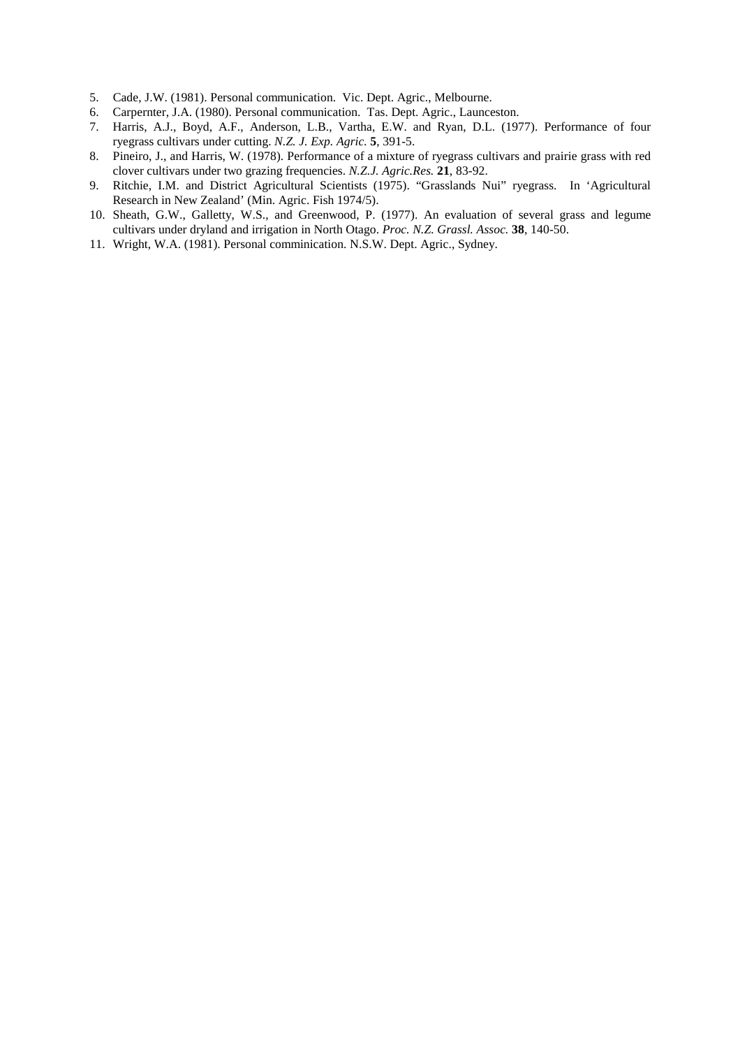5. Cade, J.W. (1981). Personal communication. Vic. Dept. Agric., Melbourne.
6. Carpernter, J.A. (1980). Personal communication. Tas. Dept. Agric., Launceston.
7. Harris, A.J., Boyd, A.F., Anderson, L.B., Vartha, E.W. and Ryan, D.L. (1977). Performance of four ryegrass cultivars under cutting. *N.Z. J. Exp. Agric.* **5**, 391-5.
8. Pineiro, J., and Harris, W. (1978). Performance of a mixture of ryegrass cultivars and prairie grass with red clover cultivars under two grazing frequencies. *N.Z.J. Agric.Res.* **21**, 83-92.
9. Ritchie, I.M. and District Agricultural Scientists (1975). "Grasslands Nui" ryegrass. In 'Agricultural Research in New Zealand' (Min. Agric. Fish 1974/5).
10. Sheath, G.W., Galletty, W.S., and Greenwood, P. (1977). An evaluation of several grass and legume cultivars under dryland and irrigation in North Otago. *Proc. N.Z. Grassl. Assoc.* **38**, 140-50.
11. Wright, W.A. (1981). Personal comminication. N.S.W. Dept. Agric., Sydney.